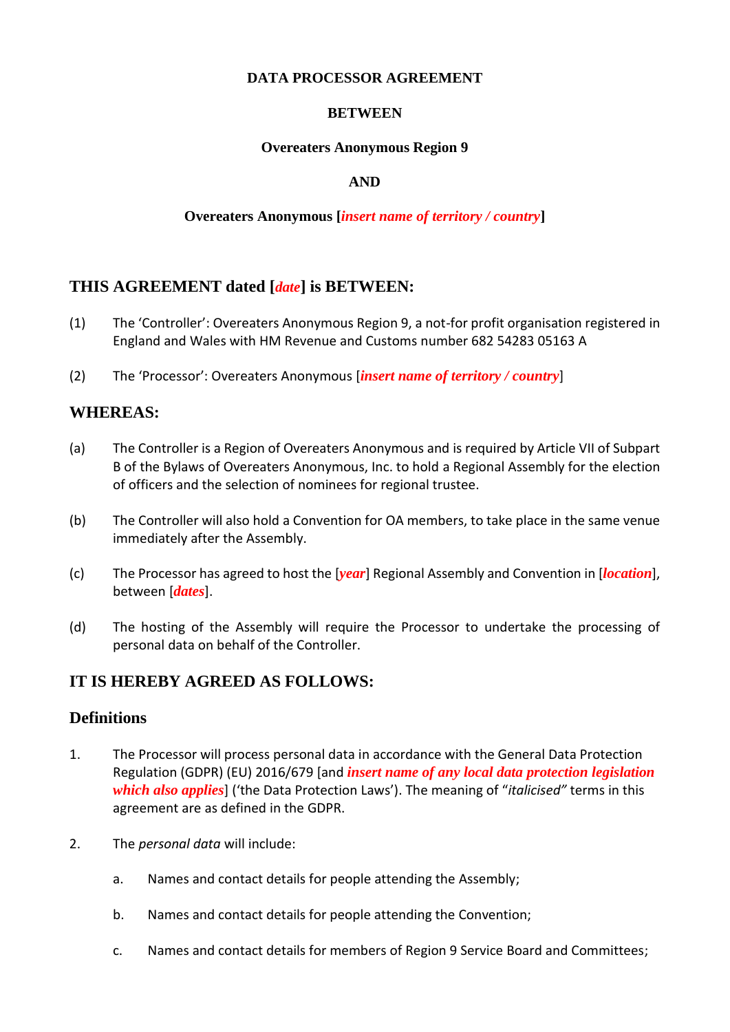**DATA PROCESSOR AGREEMENT**

**BETWEEN**

**Overeaters Anonymous Region 9**

**AND**

**Overeaters Anonymous [*insert name of territory / country*]**

## THIS AGREEMENT dated [*date*] is BETWEEN:

(1) The 'Controller': Overeaters Anonymous Region 9, a not-for profit organisation registered in England and Wales with HM Revenue and Customs number 682 54283 05163 A

(2) The 'Processor': Overeaters Anonymous [*insert name of territory / country*]

## WHEREAS:

(a) The Controller is a Region of Overeaters Anonymous and is required by Article VII of Subpart B of the Bylaws of Overeaters Anonymous, Inc. to hold a Regional Assembly for the election of officers and the selection of nominees for regional trustee.

(b) The Controller will also hold a Convention for OA members, to take place in the same venue immediately after the Assembly.

(c) The Processor has agreed to host the [*year*] Regional Assembly and Convention in [*location*], between [*dates*].

(d) The hosting of the Assembly will require the Processor to undertake the processing of personal data on behalf of the Controller.

## IT IS HEREBY AGREED AS FOLLOWS:

### Definitions

1. The Processor will process personal data in accordance with the General Data Protection Regulation (GDPR) (EU) 2016/679 [and *insert name of any local data protection legislation which also applies*] ('the Data Protection Laws'). The meaning of "*italicised*" terms in this agreement are as defined in the GDPR.

2. The *personal data* will include:

   a. Names and contact details for people attending the Assembly;

   b. Names and contact details for people attending the Convention;

   c. Names and contact details for members of Region 9 Service Board and Committees;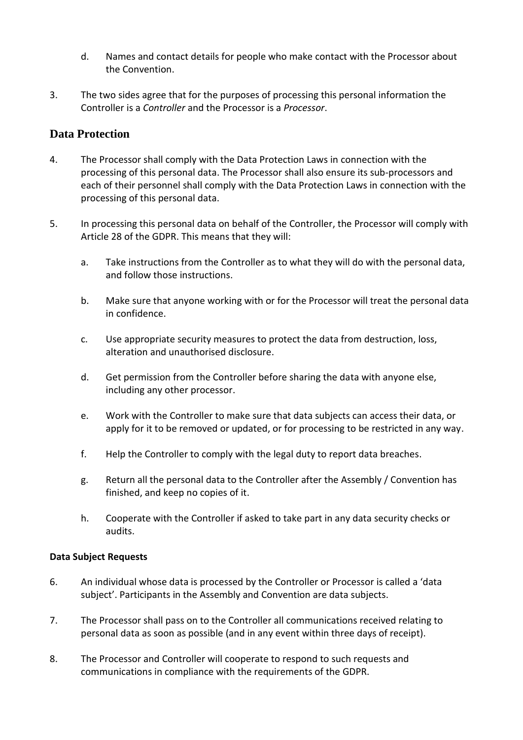d. Names and contact details for people who make contact with the Processor about the Convention.

3. The two sides agree that for the purposes of processing this personal information the Controller is a *Controller* and the Processor is a *Processor*.

## Data Protection

4. The Processor shall comply with the Data Protection Laws in connection with the processing of this personal data. The Processor shall also ensure its sub-processors and each of their personnel shall comply with the Data Protection Laws in connection with the processing of this personal data.

5. In processing this personal data on behalf of the Controller, the Processor will comply with Article 28 of the GDPR. This means that they will:

   a. Take instructions from the Controller as to what they will do with the personal data, and follow those instructions.

   b. Make sure that anyone working with or for the Processor will treat the personal data in confidence.

   c. Use appropriate security measures to protect the data from destruction, loss, alteration and unauthorised disclosure.

   d. Get permission from the Controller before sharing the data with anyone else, including any other processor.

   e. Work with the Controller to make sure that data subjects can access their data, or apply for it to be removed or updated, or for processing to be restricted in any way.

   f. Help the Controller to comply with the legal duty to report data breaches.

   g. Return all the personal data to the Controller after the Assembly / Convention has finished, and keep no copies of it.

   h. Cooperate with the Controller if asked to take part in any data security checks or audits.

### Data Subject Requests

6. An individual whose data is processed by the Controller or Processor is called a 'data subject'. Participants in the Assembly and Convention are data subjects.

7. The Processor shall pass on to the Controller all communications received relating to personal data as soon as possible (and in any event within three days of receipt).

8. The Processor and Controller will cooperate to respond to such requests and communications in compliance with the requirements of the GDPR.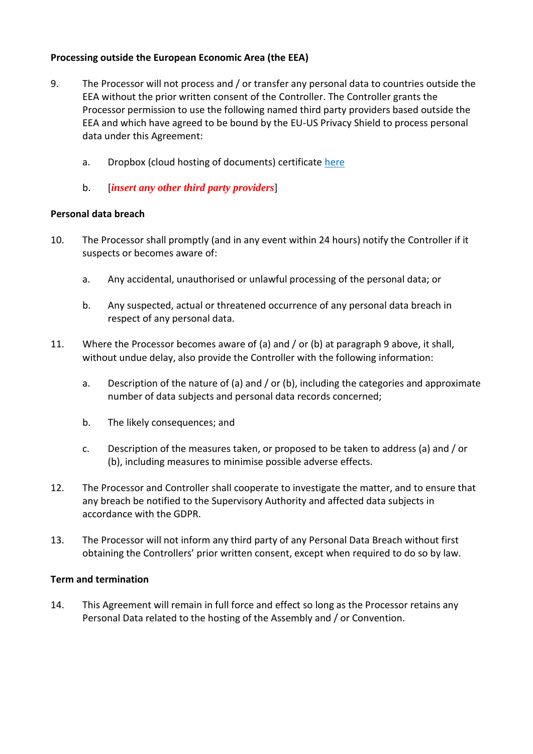**Processing outside the European Economic Area (the EEA)**

9. The Processor will not process and / or transfer any personal data to countries outside the EEA without the prior written consent of the Controller. The Controller grants the Processor permission to use the following named third party providers based outside the EEA and which have agreed to be bound by the EU-US Privacy Shield to process personal data under this Agreement:

   a. Dropbox (cloud hosting of documents) certificate here

   b. [***insert any other third party providers***]

**Personal data breach**

10. The Processor shall promptly (and in any event within 24 hours) notify the Controller if it suspects or becomes aware of:

    a. Any accidental, unauthorised or unlawful processing of the personal data; or

    b. Any suspected, actual or threatened occurrence of any personal data breach in respect of any personal data.

11. Where the Processor becomes aware of (a) and / or (b) at paragraph 9 above, it shall, without undue delay, also provide the Controller with the following information:

    a. Description of the nature of (a) and / or (b), including the categories and approximate number of data subjects and personal data records concerned;

    b. The likely consequences; and

    c. Description of the measures taken, or proposed to be taken to address (a) and / or (b), including measures to minimise possible adverse effects.

12. The Processor and Controller shall cooperate to investigate the matter, and to ensure that any breach be notified to the Supervisory Authority and affected data subjects in accordance with the GDPR.

13. The Processor will not inform any third party of any Personal Data Breach without first obtaining the Controllers' prior written consent, except when required to do so by law.

**Term and termination**

14. This Agreement will remain in full force and effect so long as the Processor retains any Personal Data related to the hosting of the Assembly and / or Convention.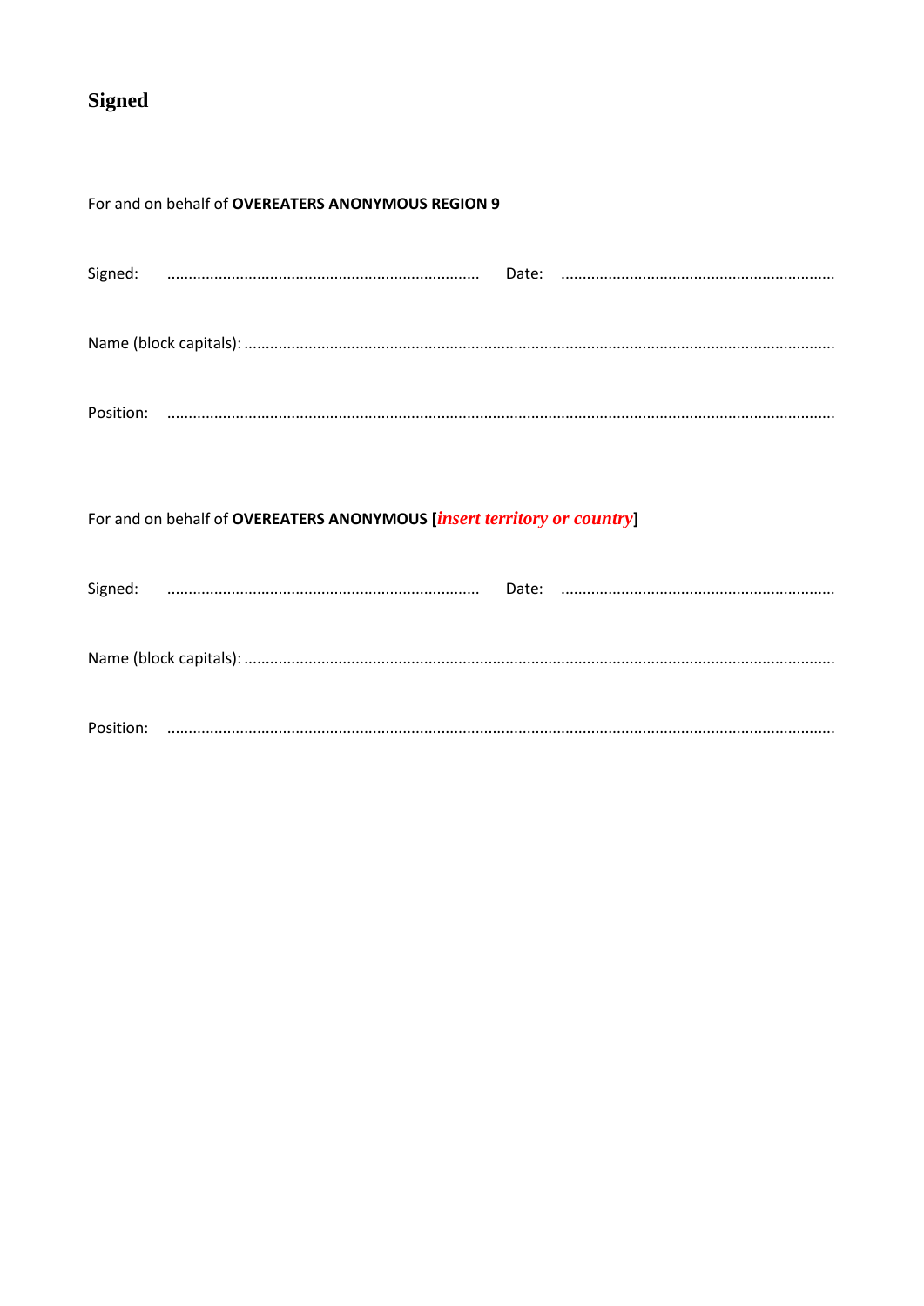# Signed

For and on behalf of **OVEREATERS ANONYMOUS REGION 9**

Signed: ......................................................................... Date: ...............................................................

Name (block capitals): ........................................................................................................................................

Position: .........................................................................................................................................................

For and on behalf of **OVEREATERS ANONYMOUS [*insert territory or country*]**

Signed: ......................................................................... Date: ...............................................................

Name (block capitals): ........................................................................................................................................

Position: .........................................................................................................................................................